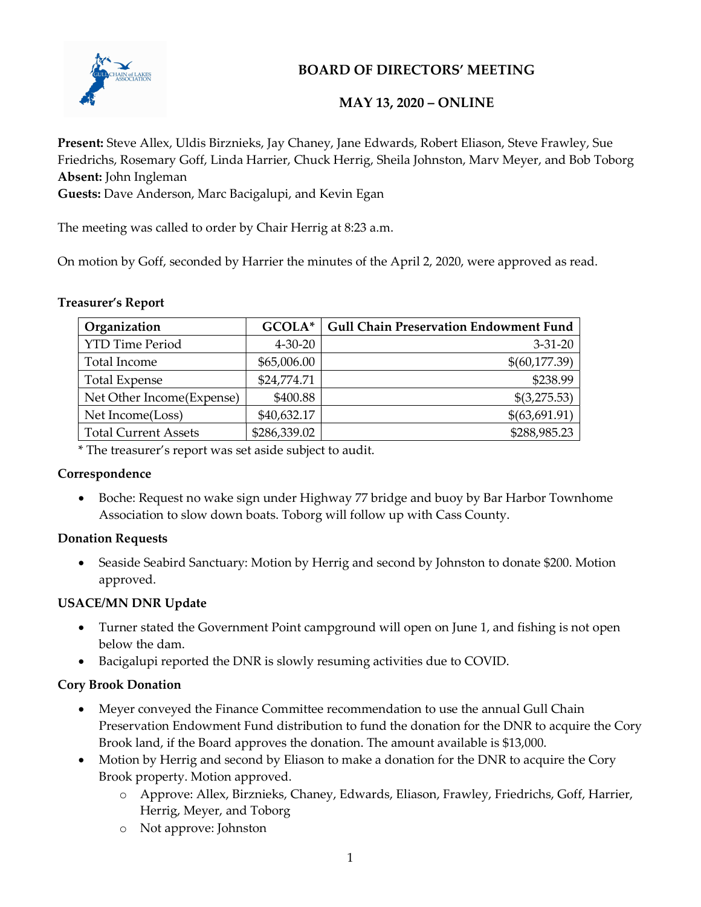# BOARD OF DIRECTORS' MEETING

## MAY 13, 2020 – ONLINE

**Present:** Steve Allex, Uldis Birznieks, Jay Chaney, Jane Edwards, Robert Eliason, Steve Frawley, Sue Friedrichs, Rosemary Goff, Linda Harrier, Chuck Herrig, Sheila Johnston, Marv Meyer, and Bob Toborg
**Absent:** John Ingleman
**Guests:** Dave Anderson, Marc Bacigalupi, and Kevin Egan

The meeting was called to order by Chair Herrig at 8:23 a.m.

On motion by Goff, seconded by Harrier the minutes of the April 2, 2020, were approved as read.

### Treasurer's Report

| Organization | GCOLA* | Gull Chain Preservation Endowment Fund |
|---|---|---|
| YTD Time Period | 4-30-20 | 3-31-20 |
| Total Income | $65,006.00 | $(60,177.39) |
| Total Expense | $24,774.71 | $238.99 |
| Net Other Income(Expense) | $400.88 | $(3,275.53) |
| Net Income(Loss) | $40,632.17 | $(63,691.91) |
| Total Current Assets | $286,339.02 | $288,985.23 |

* The treasurer's report was set aside subject to audit.

### Correspondence

- Boche: Request no wake sign under Highway 77 bridge and buoy by Bar Harbor Townhome Association to slow down boats. Toborg will follow up with Cass County.

### Donation Requests

- Seaside Seabird Sanctuary: Motion by Herrig and second by Johnston to donate $200. Motion approved.

### USACE/MN DNR Update

- Turner stated the Government Point campground will open on June 1, and fishing is not open below the dam.
- Bacigalupi reported the DNR is slowly resuming activities due to COVID.

### Cory Brook Donation

- Meyer conveyed the Finance Committee recommendation to use the annual Gull Chain Preservation Endowment Fund distribution to fund the donation for the DNR to acquire the Cory Brook land, if the Board approves the donation. The amount available is $13,000.
- Motion by Herrig and second by Eliason to make a donation for the DNR to acquire the Cory Brook property. Motion approved.
  - Approve: Allex, Birznieks, Chaney, Edwards, Eliason, Frawley, Friedrichs, Goff, Harrier, Herrig, Meyer, and Toborg
  - Not approve: Johnston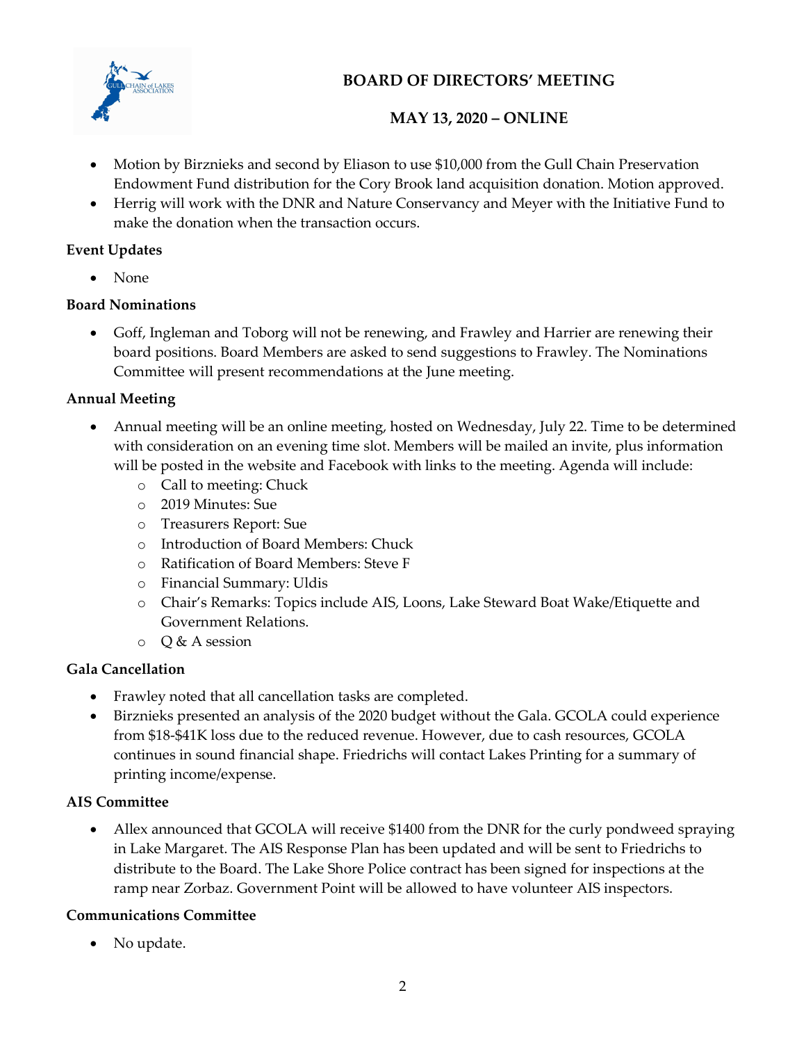- Motion by Birznieks and second by Eliason to use $10,000 from the Gull Chain Preservation Endowment Fund distribution for the Cory Brook land acquisition donation. Motion approved.
- Herrig will work with the DNR and Nature Conservancy and Meyer with the Initiative Fund to make the donation when the transaction occurs.

**Event Updates**

- None

**Board Nominations**

- Goff, Ingleman and Toborg will not be renewing, and Frawley and Harrier are renewing their board positions. Board Members are asked to send suggestions to Frawley. The Nominations Committee will present recommendations at the June meeting.

**Annual Meeting**

- Annual meeting will be an online meeting, hosted on Wednesday, July 22. Time to be determined with consideration on an evening time slot. Members will be mailed an invite, plus information will be posted in the website and Facebook with links to the meeting. Agenda will include:
  - Call to meeting: Chuck
  - 2019 Minutes: Sue
  - Treasurers Report: Sue
  - Introduction of Board Members: Chuck
  - Ratification of Board Members: Steve F
  - Financial Summary: Uldis
  - Chair's Remarks: Topics include AIS, Loons, Lake Steward Boat Wake/Etiquette and Government Relations.
  - Q & A session

**Gala Cancellation**

- Frawley noted that all cancellation tasks are completed.
- Birznieks presented an analysis of the 2020 budget without the Gala. GCOLA could experience from $18-$41K loss due to the reduced revenue. However, due to cash resources, GCOLA continues in sound financial shape. Friedrichs will contact Lakes Printing for a summary of printing income/expense.

**AIS Committee**

- Allex announced that GCOLA will receive $1400 from the DNR for the curly pondweed spraying in Lake Margaret. The AIS Response Plan has been updated and will be sent to Friedrichs to distribute to the Board. The Lake Shore Police contract has been signed for inspections at the ramp near Zorbaz. Government Point will be allowed to have volunteer AIS inspectors.

**Communications Committee**

- No update.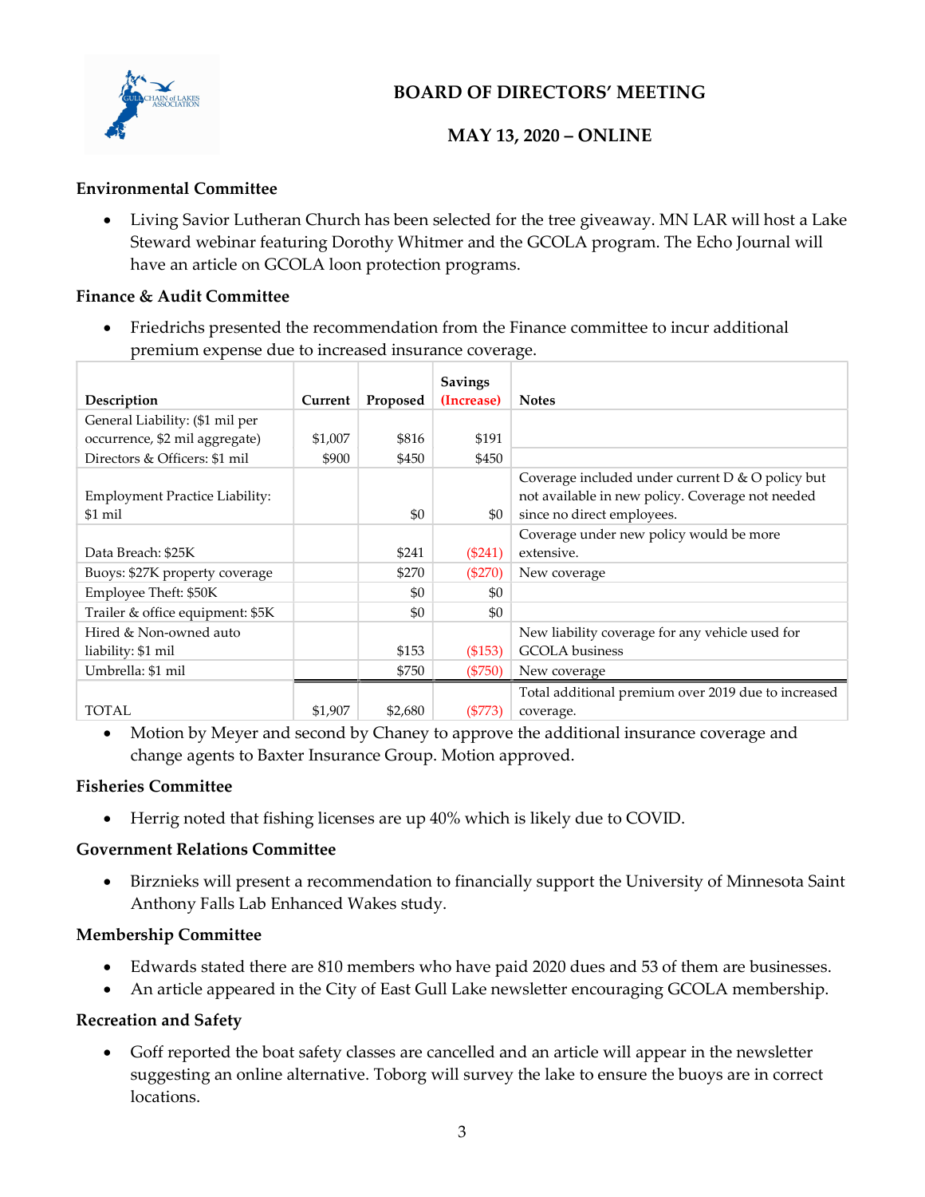# BOARD OF DIRECTORS' MEETING

## MAY 13, 2020 – ONLINE

**Environmental Committee**

- Living Savior Lutheran Church has been selected for the tree giveaway. MN LAR will host a Lake Steward webinar featuring Dorothy Whitmer and the GCOLA program. The Echo Journal will have an article on GCOLA loon protection programs.

**Finance & Audit Committee**

- Friedrichs presented the recommendation from the Finance committee to incur additional premium expense due to increased insurance coverage.

| Description | Current | Proposed | Savings (Increase) | Notes |
|---|---|---|---|---|
| General Liability: ($1 mil per occurrence, $2 mil aggregate) | $1,007 | $816 | $191 | |
| Directors & Officers: $1 mil | $900 | $450 | $450 | |
| Employment Practice Liability: $1 mil | | $0 | $0 | Coverage included under current D & O policy but not available in new policy. Coverage not needed since no direct employees. |
| Data Breach: $25K | | $241 | ($241) | Coverage under new policy would be more extensive. |
| Buoys: $27K property coverage | | $270 | ($270) | New coverage |
| Employee Theft: $50K | | $0 | $0 | |
| Trailer & office equipment: $5K | | $0 | $0 | |
| Hired & Non-owned auto liability: $1 mil | | $153 | ($153) | New liability coverage for any vehicle used for GCOLA business |
| Umbrella: $1 mil | | $750 | ($750) | New coverage |
| TOTAL | $1,907 | $2,680 | ($773) | Total additional premium over 2019 due to increased coverage. |

- Motion by Meyer and second by Chaney to approve the additional insurance coverage and change agents to Baxter Insurance Group. Motion approved.

**Fisheries Committee**

- Herrig noted that fishing licenses are up 40% which is likely due to COVID.

**Government Relations Committee**

- Birznieks will present a recommendation to financially support the University of Minnesota Saint Anthony Falls Lab Enhanced Wakes study.

**Membership Committee**

- Edwards stated there are 810 members who have paid 2020 dues and 53 of them are businesses.
- An article appeared in the City of East Gull Lake newsletter encouraging GCOLA membership.

**Recreation and Safety**

- Goff reported the boat safety classes are cancelled and an article will appear in the newsletter suggesting an online alternative. Toborg will survey the lake to ensure the buoys are in correct locations.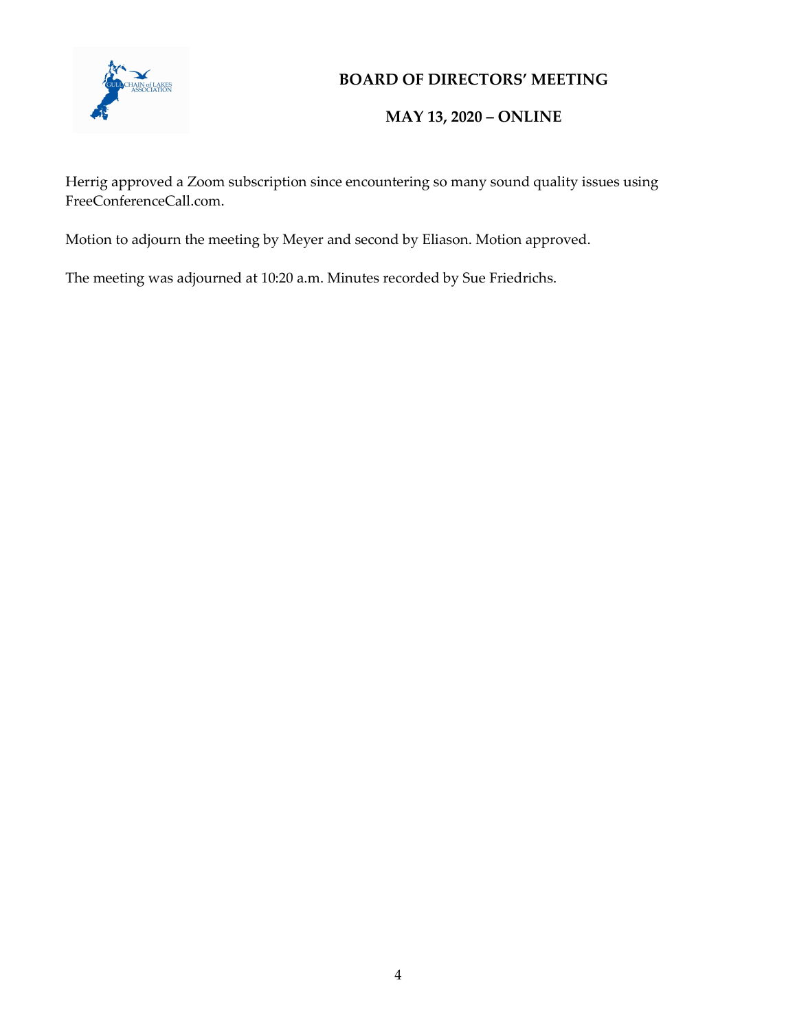Herrig approved a Zoom subscription since encountering so many sound quality issues using FreeConferenceCall.com.

Motion to adjourn the meeting by Meyer and second by Eliason. Motion approved.

The meeting was adjourned at 10:20 a.m. Minutes recorded by Sue Friedrichs.